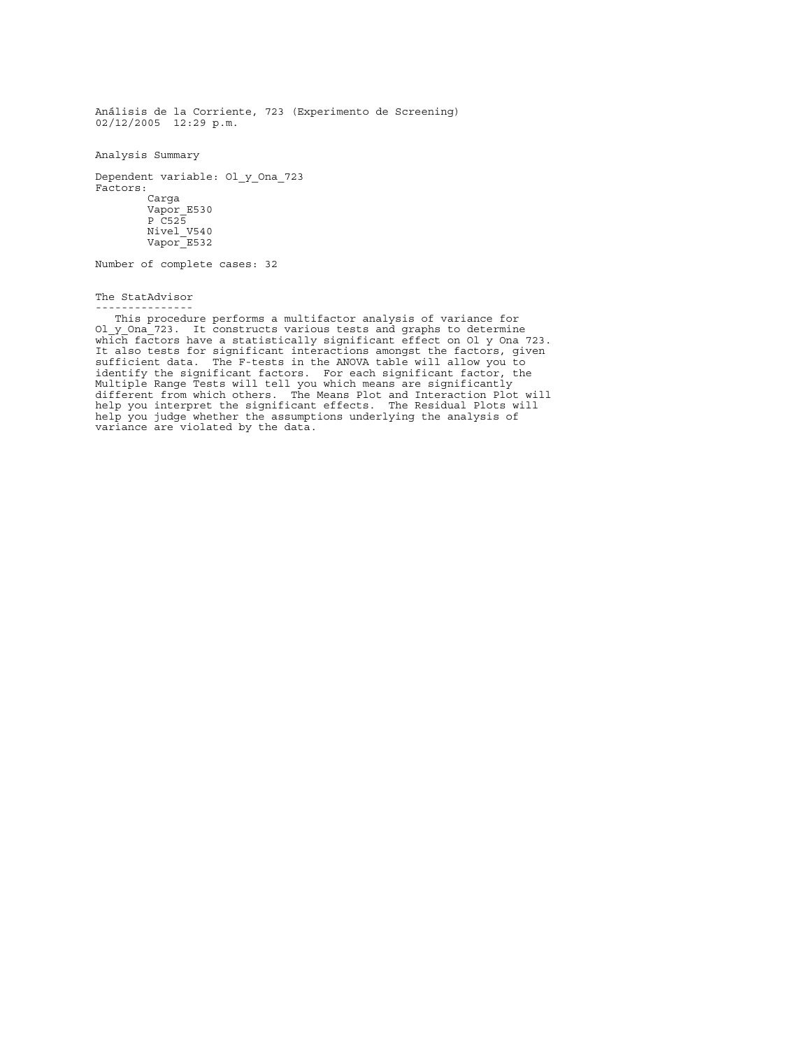Análisis de la Corriente, 723 (Experimento de Screening)
02/12/2005 12:29 p.m.

Analysis Summary

Dependent variable: Ol_y_Ona_723
Factors:

- Carga
- Vapor_E530
- P_C525
- Nivel_V540
- Vapor_E532

Number of complete cases: 32

The StatAdvisor

---------------

This procedure performs a multifactor analysis of variance for Ol_y_Ona_723. It constructs various tests and graphs to determine which factors have a statistically significant effect on Ol y Ona 723. It also tests for significant interactions amongst the factors, given sufficient data. The F-tests in the ANOVA table will allow you to identify the significant factors. For each significant factor, the Multiple Range Tests will tell you which means are significantly different from which others. The Means Plot and Interaction Plot will help you interpret the significant effects. The Residual Plots will help you judge whether the assumptions underlying the analysis of variance are violated by the data.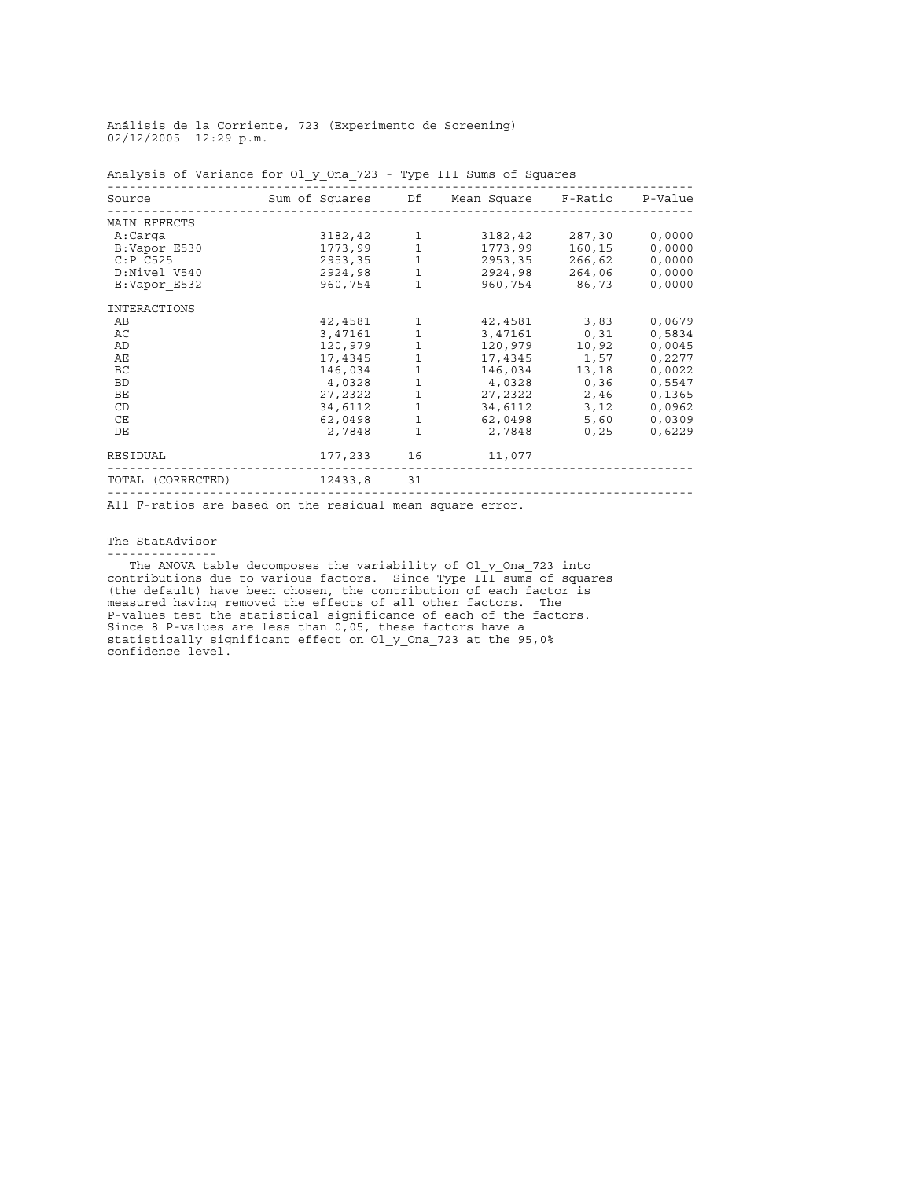Análisis de la Corriente, 723 (Experimento de Screening)
02/12/2005 12:29 p.m.

Analysis of Variance for Ol_y_Ona_723 - Type III Sums of Squares

| Source | Sum of Squares | Df | Mean Square | F-Ratio | P-Value |
|---|---|---|---|---|---|
| MAIN EFFECTS | | | | | |
| A:Carga | 3182,42 | 1 | 3182,42 | 287,30 | 0,0000 |
| B:Vapor E530 | 1773,99 | 1 | 1773,99 | 160,15 | 0,0000 |
| C:P_C525 | 2953,35 | 1 | 2953,35 | 266,62 | 0,0000 |
| D:Nivel V540 | 2924,98 | 1 | 2924,98 | 264,06 | 0,0000 |
| E:Vapor_E532 | 960,754 | 1 | 960,754 | 86,73 | 0,0000 |
| INTERACTIONS | | | | | |
| AB | 42,4581 | 1 | 42,4581 | 3,83 | 0,0679 |
| AC | 3,47161 | 1 | 3,47161 | 0,31 | 0,5834 |
| AD | 120,979 | 1 | 120,979 | 10,92 | 0,0045 |
| AE | 17,4345 | 1 | 17,4345 | 1,57 | 0,2277 |
| BC | 146,034 | 1 | 146,034 | 13,18 | 0,0022 |
| BD | 4,0328 | 1 | 4,0328 | 0,36 | 0,5547 |
| BE | 27,2322 | 1 | 27,2322 | 2,46 | 0,1365 |
| CD | 34,6112 | 1 | 34,6112 | 3,12 | 0,0962 |
| CE | 62,0498 | 1 | 62,0498 | 5,60 | 0,0309 |
| DE | 2,7848 | 1 | 2,7848 | 0,25 | 0,6229 |
| RESIDUAL | 177,233 | 16 | 11,077 | | |
| TOTAL (CORRECTED) | 12433,8 | 31 | | | |

All F-ratios are based on the residual mean square error.

The StatAdvisor

The ANOVA table decomposes the variability of Ol_y_Ona_723 into contributions due to various factors. Since Type III sums of squares (the default) have been chosen, the contribution of each factor is measured having removed the effects of all other factors. The P-values test the statistical significance of each of the factors. Since 8 P-values are less than 0,05, these factors have a statistically significant effect on Ol_y_Ona_723 at the 95,0% confidence level.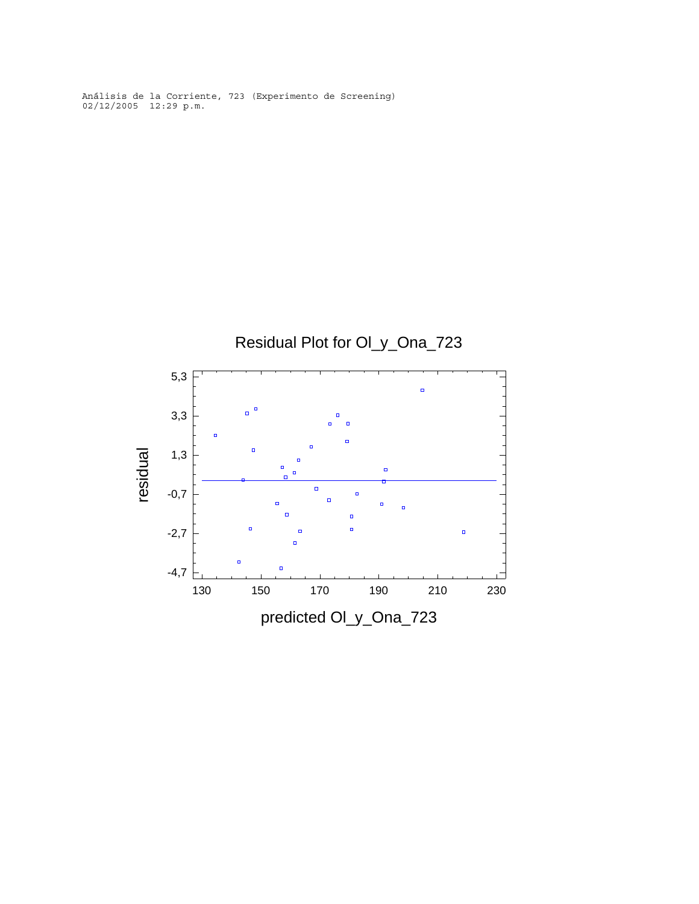Análisis de la Corriente, 723 (Experimento de Screening)
02/12/2005  12:29 p.m.

## Residual Plot for Ol_y_Ona_723

residual

5,3
3,3
1,3
-0,7
-2,7
-4,7

130 150 170 190 210 230

predicted Ol_y_Ona_723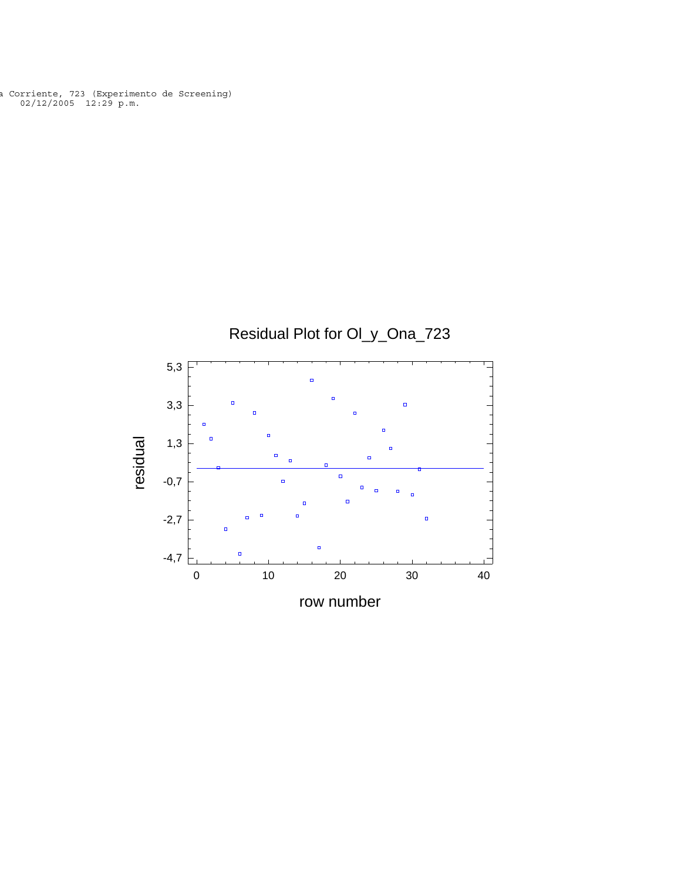a Corriente, 723 (Experimento de Screening)
02/12/2005 12:29 p.m.

Residual Plot for Ol_y_Ona_723

residual

5,3

3,3

1,3

-0,7

-2,7

-4,7

0

10

20

30

40

row number